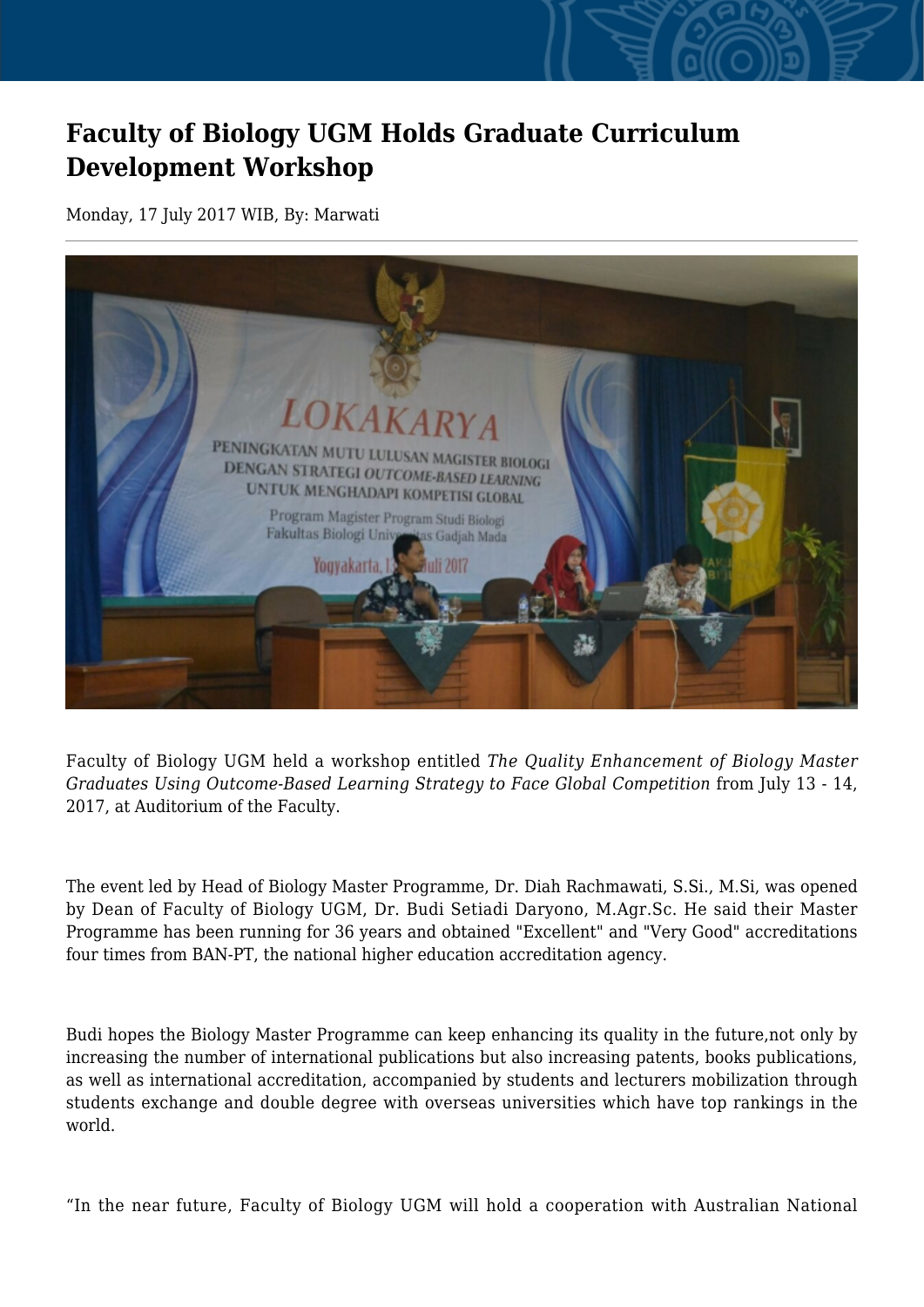# Faculty of Biology UGM Holds Graduate Curriculum Development Workshop

Monday, 17 July 2017 WIB, By: Marwati

Faculty of Biology UGM held a workshop entitled *The Quality Enhancement of Biology Master Graduates Using Outcome-Based Learning Strategy to Face Global Competition* from July 13 - 14, 2017, at Auditorium of the Faculty.

The event led by Head of Biology Master Programme, Dr. Diah Rachmawati, S.Si., M.Si, was opened by Dean of Faculty of Biology UGM, Dr. Budi Setiadi Daryono, M.Agr.Sc. He said their Master Programme has been running for 36 years and obtained "Excellent" and "Very Good" accreditations four times from BAN-PT, the national higher education accreditation agency.

Budi hopes the Biology Master Programme can keep enhancing its quality in the future,not only by increasing the number of international publications but also increasing patents, books publications, as well as international accreditation, accompanied by students and lecturers mobilization through students exchange and double degree with overseas universities which have top rankings in the world.

“In the near future, Faculty of Biology UGM will hold a cooperation with Australian National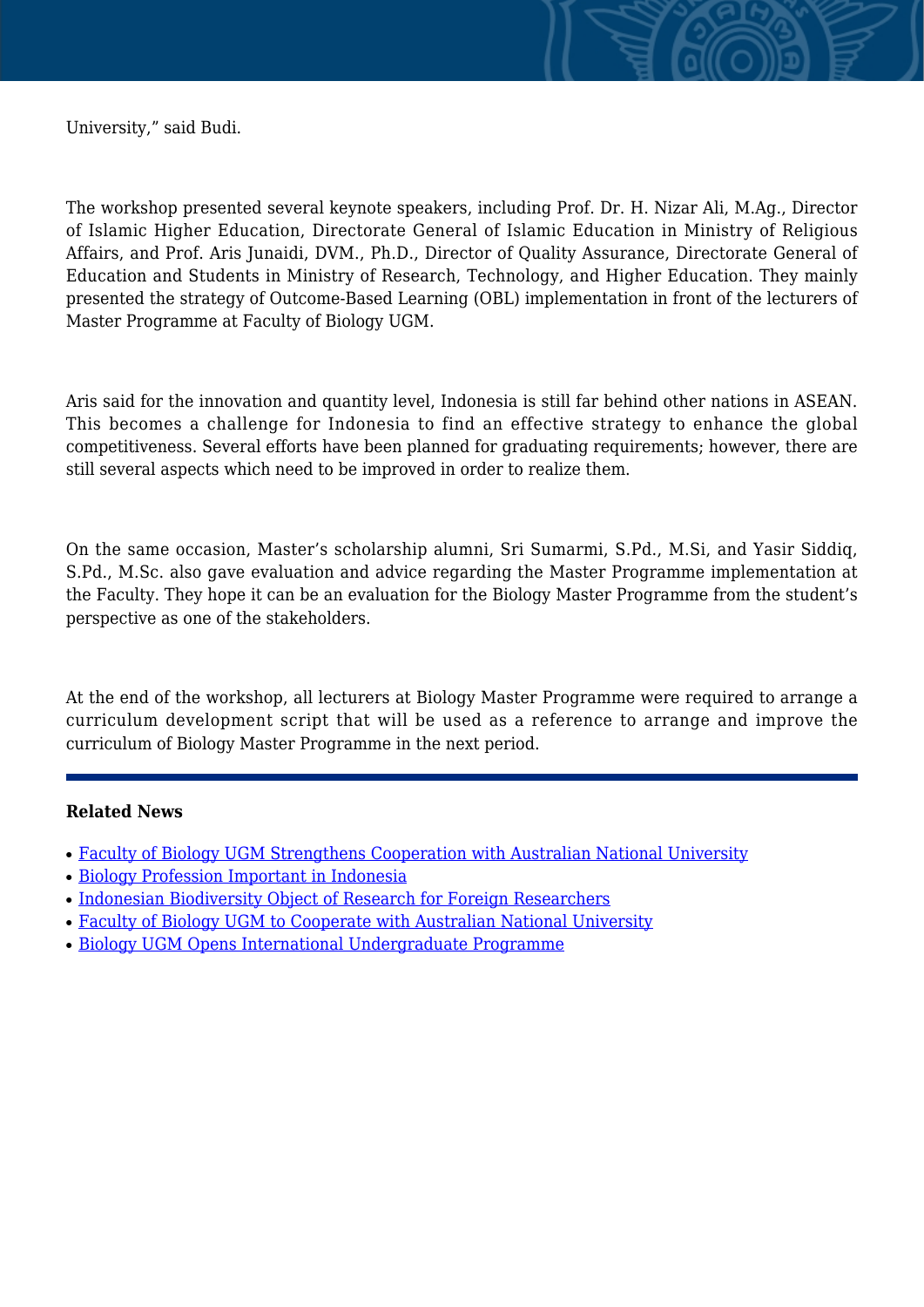University," said Budi.

The workshop presented several keynote speakers, including Prof. Dr. H. Nizar Ali, M.Ag., Director of Islamic Higher Education, Directorate General of Islamic Education in Ministry of Religious Affairs, and Prof. Aris Junaidi, DVM., Ph.D., Director of Quality Assurance, Directorate General of Education and Students in Ministry of Research, Technology, and Higher Education. They mainly presented the strategy of Outcome-Based Learning (OBL) implementation in front of the lecturers of Master Programme at Faculty of Biology UGM.

Aris said for the innovation and quantity level, Indonesia is still far behind other nations in ASEAN. This becomes a challenge for Indonesia to find an effective strategy to enhance the global competitiveness. Several efforts have been planned for graduating requirements; however, there are still several aspects which need to be improved in order to realize them.

On the same occasion, Master's scholarship alumni, Sri Sumarmi, S.Pd., M.Si, and Yasir Siddiq, S.Pd., M.Sc. also gave evaluation and advice regarding the Master Programme implementation at the Faculty. They hope it can be an evaluation for the Biology Master Programme from the student's perspective as one of the stakeholders.

At the end of the workshop, all lecturers at Biology Master Programme were required to arrange a curriculum development script that will be used as a reference to arrange and improve the curriculum of Biology Master Programme in the next period.

---

**Related News**

- Faculty of Biology UGM Strengthens Cooperation with Australian National University
- Biology Profession Important in Indonesia
- Indonesian Biodiversity Object of Research for Foreign Researchers
- Faculty of Biology UGM to Cooperate with Australian National University
- Biology UGM Opens International Undergraduate Programme